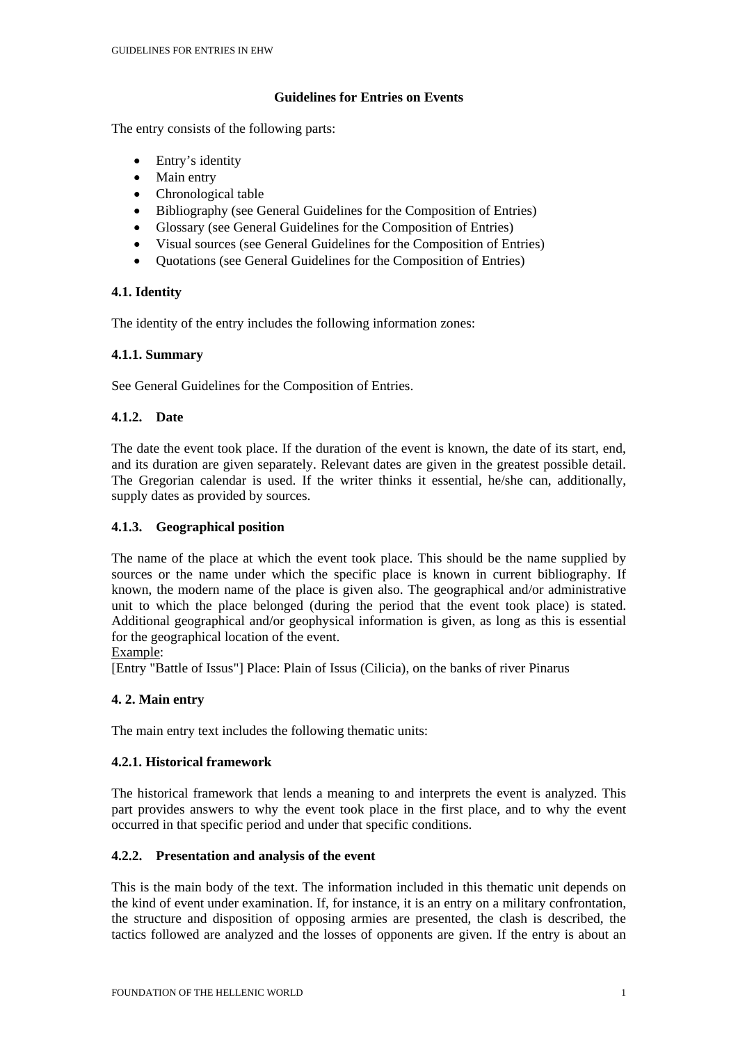# Guidelines for Entries on Events

The entry consists of the following parts:

- Entry's identity
- Main entry
- Chronological table
- Bibliography (see General Guidelines for the Composition of Entries)
- Glossary (see General Guidelines for the Composition of Entries)
- Visual sources (see General Guidelines for the Composition of Entries)
- Quotations (see General Guidelines for the Composition of Entries)

## 4.1. Identity

The identity of the entry includes the following information zones:

### 4.1.1. Summary

See General Guidelines for the Composition of Entries.

### 4.1.2. Date

The date the event took place. If the duration of the event is known, the date of its start, end, and its duration are given separately. Relevant dates are given in the greatest possible detail. The Gregorian calendar is used. If the writer thinks it essential, he/she can, additionally, supply dates as provided by sources.

### 4.1.3. Geographical position

The name of the place at which the event took place. This should be the name supplied by sources or the name under which the specific place is known in current bibliography. If known, the modern name of the place is given also. The geographical and/or administrative unit to which the place belonged (during the period that the event took place) is stated. Additional geographical and/or geophysical information is given, as long as this is essential for the geographical location of the event.

Example:

[Entry "Battle of Issus"] Place: Plain of Issus (Cilicia), on the banks of river Pinarus

## 4. 2. Main entry

The main entry text includes the following thematic units:

### 4.2.1. Historical framework

The historical framework that lends a meaning to and interprets the event is analyzed. This part provides answers to why the event took place in the first place, and to why the event occurred in that specific period and under that specific conditions.

### 4.2.2. Presentation and analysis of the event

This is the main body of the text. The information included in this thematic unit depends on the kind of event under examination. If, for instance, it is an entry on a military confrontation, the structure and disposition of opposing armies are presented, the clash is described, the tactics followed are analyzed and the losses of opponents are given. If the entry is about an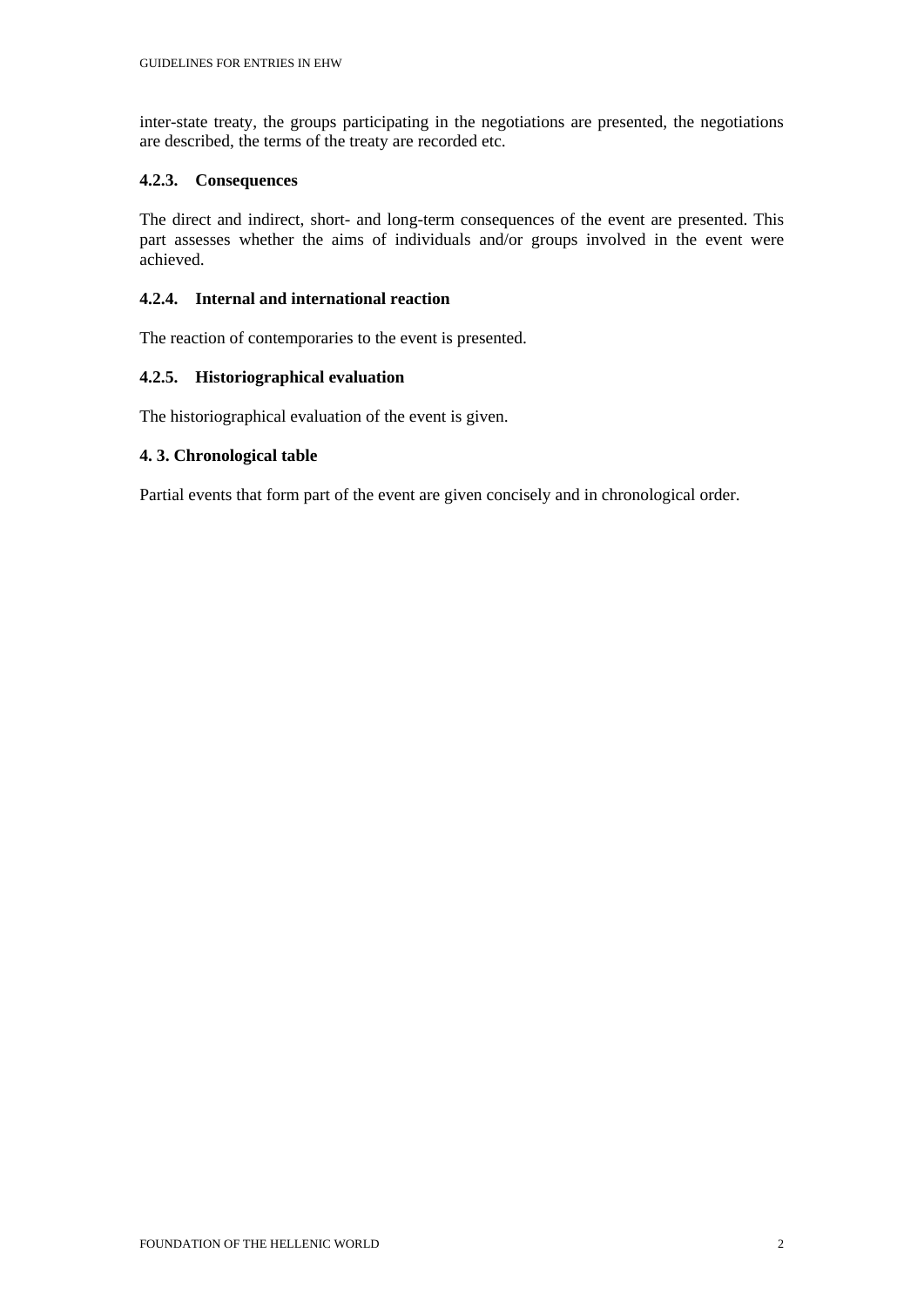inter-state treaty, the groups participating in the negotiations are presented, the negotiations are described, the terms of the treaty are recorded etc.

#### 4.2.3. Consequences

The direct and indirect, short- and long-term consequences of the event are presented. This part assesses whether the aims of individuals and/or groups involved in the event were achieved.

#### 4.2.4. Internal and international reaction

The reaction of contemporaries to the event is presented.

#### 4.2.5. Historiographical evaluation

The historiographical evaluation of the event is given.

### 4. 3. Chronological table

Partial events that form part of the event are given concisely and in chronological order.